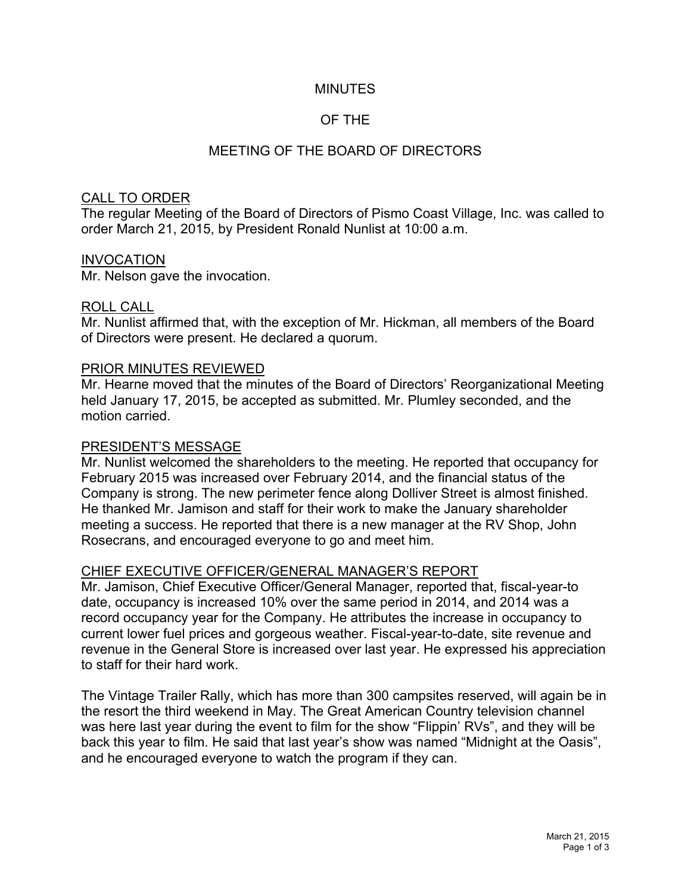# MINUTES

# OF THE

# MEETING OF THE BOARD OF DIRECTORS

## CALL TO ORDER

The regular Meeting of the Board of Directors of Pismo Coast Village, Inc. was called to order March 21, 2015, by President Ronald Nunlist at 10:00 a.m.

## INVOCATION

Mr. Nelson gave the invocation.

## ROLL CALL

Mr. Nunlist affirmed that, with the exception of Mr. Hickman, all members of the Board of Directors were present. He declared a quorum.

## PRIOR MINUTES REVIEWED

Mr. Hearne moved that the minutes of the Board of Directors' Reorganizational Meeting held January 17, 2015, be accepted as submitted. Mr. Plumley seconded, and the motion carried.

## PRESIDENT'S MESSAGE

Mr. Nunlist welcomed the shareholders to the meeting. He reported that occupancy for February 2015 was increased over February 2014, and the financial status of the Company is strong. The new perimeter fence along Dolliver Street is almost finished. He thanked Mr. Jamison and staff for their work to make the January shareholder meeting a success. He reported that there is a new manager at the RV Shop, John Rosecrans, and encouraged everyone to go and meet him.

## CHIEF EXECUTIVE OFFICER/GENERAL MANAGER'S REPORT

Mr. Jamison, Chief Executive Officer/General Manager, reported that, fiscal-year-to date, occupancy is increased 10% over the same period in 2014, and 2014 was a record occupancy year for the Company. He attributes the increase in occupancy to current lower fuel prices and gorgeous weather. Fiscal-year-to-date, site revenue and revenue in the General Store is increased over last year. He expressed his appreciation to staff for their hard work.

The Vintage Trailer Rally, which has more than 300 campsites reserved, will again be in the resort the third weekend in May. The Great American Country television channel was here last year during the event to film for the show "Flippin' RVs", and they will be back this year to film. He said that last year's show was named "Midnight at the Oasis", and he encouraged everyone to watch the program if they can.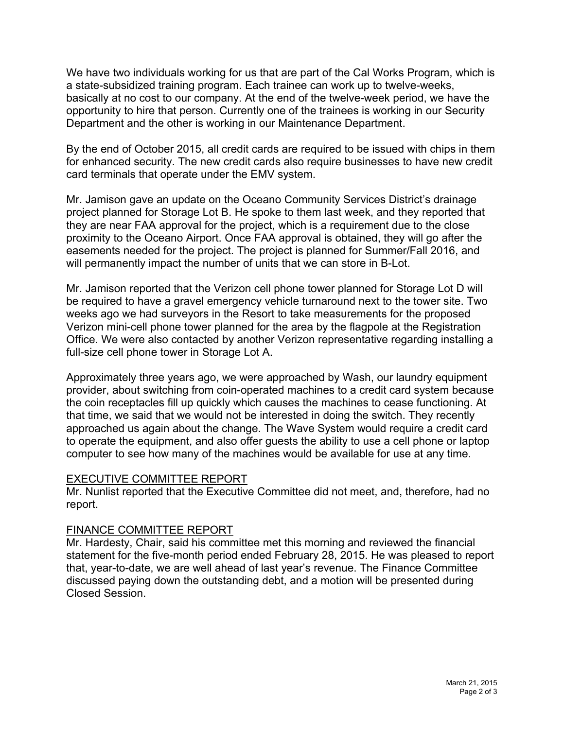We have two individuals working for us that are part of the Cal Works Program, which is a state-subsidized training program. Each trainee can work up to twelve-weeks, basically at no cost to our company. At the end of the twelve-week period, we have the opportunity to hire that person. Currently one of the trainees is working in our Security Department and the other is working in our Maintenance Department.

By the end of October 2015, all credit cards are required to be issued with chips in them for enhanced security. The new credit cards also require businesses to have new credit card terminals that operate under the EMV system.

Mr. Jamison gave an update on the Oceano Community Services District's drainage project planned for Storage Lot B. He spoke to them last week, and they reported that they are near FAA approval for the project, which is a requirement due to the close proximity to the Oceano Airport. Once FAA approval is obtained, they will go after the easements needed for the project. The project is planned for Summer/Fall 2016, and will permanently impact the number of units that we can store in B-Lot.

Mr. Jamison reported that the Verizon cell phone tower planned for Storage Lot D will be required to have a gravel emergency vehicle turnaround next to the tower site. Two weeks ago we had surveyors in the Resort to take measurements for the proposed Verizon mini-cell phone tower planned for the area by the flagpole at the Registration Office. We were also contacted by another Verizon representative regarding installing a full-size cell phone tower in Storage Lot A.

Approximately three years ago, we were approached by Wash, our laundry equipment provider, about switching from coin-operated machines to a credit card system because the coin receptacles fill up quickly which causes the machines to cease functioning. At that time, we said that we would not be interested in doing the switch. They recently approached us again about the change. The Wave System would require a credit card to operate the equipment, and also offer guests the ability to use a cell phone or laptop computer to see how many of the machines would be available for use at any time.

<u>EXECUTIVE COMMITTEE REPORT</u>
Mr. Nunlist reported that the Executive Committee did not meet, and, therefore, had no report.

<u>FINANCE COMMITTEE REPORT</u>
Mr. Hardesty, Chair, said his committee met this morning and reviewed the financial statement for the five-month period ended February 28, 2015. He was pleased to report that, year-to-date, we are well ahead of last year's revenue. The Finance Committee discussed paying down the outstanding debt, and a motion will be presented during Closed Session.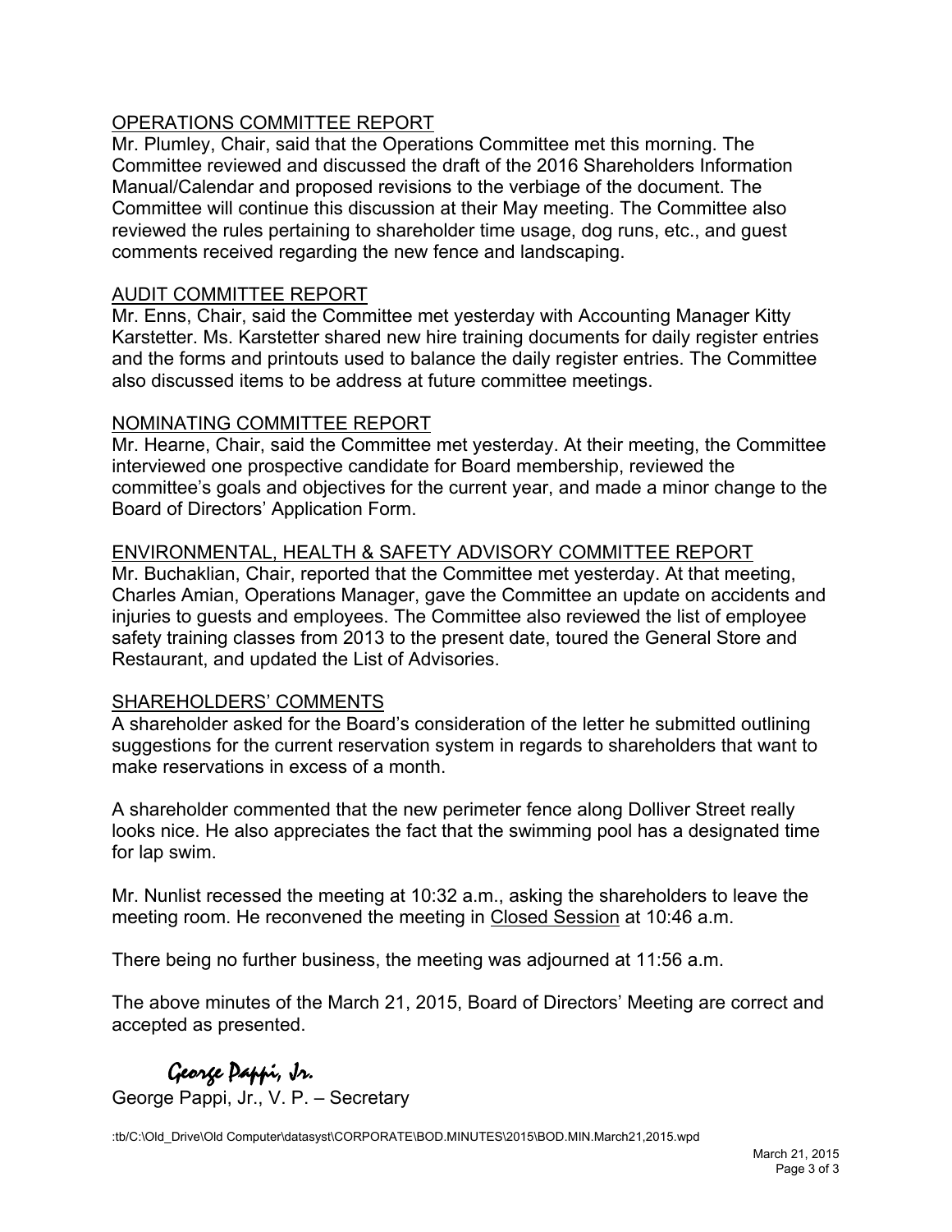## OPERATIONS COMMITTEE REPORT

Mr. Plumley, Chair, said that the Operations Committee met this morning. The Committee reviewed and discussed the draft of the 2016 Shareholders Information Manual/Calendar and proposed revisions to the verbiage of the document. The Committee will continue this discussion at their May meeting. The Committee also reviewed the rules pertaining to shareholder time usage, dog runs, etc., and guest comments received regarding the new fence and landscaping.

## AUDIT COMMITTEE REPORT

Mr. Enns, Chair, said the Committee met yesterday with Accounting Manager Kitty Karstetter. Ms. Karstetter shared new hire training documents for daily register entries and the forms and printouts used to balance the daily register entries. The Committee also discussed items to be address at future committee meetings.

## NOMINATING COMMITTEE REPORT

Mr. Hearne, Chair, said the Committee met yesterday. At their meeting, the Committee interviewed one prospective candidate for Board membership, reviewed the committee's goals and objectives for the current year, and made a minor change to the Board of Directors' Application Form.

## ENVIRONMENTAL, HEALTH & SAFETY ADVISORY COMMITTEE REPORT

Mr. Buchaklian, Chair, reported that the Committee met yesterday. At that meeting, Charles Amian, Operations Manager, gave the Committee an update on accidents and injuries to guests and employees. The Committee also reviewed the list of employee safety training classes from 2013 to the present date, toured the General Store and Restaurant, and updated the List of Advisories.

## SHAREHOLDERS' COMMENTS

A shareholder asked for the Board's consideration of the letter he submitted outlining suggestions for the current reservation system in regards to shareholders that want to make reservations in excess of a month.

A shareholder commented that the new perimeter fence along Dolliver Street really looks nice. He also appreciates the fact that the swimming pool has a designated time for lap swim.

Mr. Nunlist recessed the meeting at 10:32 a.m., asking the shareholders to leave the meeting room. He reconvened the meeting in Closed Session at 10:46 a.m.

There being no further business, the meeting was adjourned at 11:56 a.m.

The above minutes of the March 21, 2015, Board of Directors' Meeting are correct and accepted as presented.

*George Pappi, Jr.*

George Pappi, Jr., V. P. – Secretary

:tb/C:\Old_Drive\Old Computer\datasyst\CORPORATE\BOD.MINUTES\2015\BOD.MIN.March21,2015.wpd